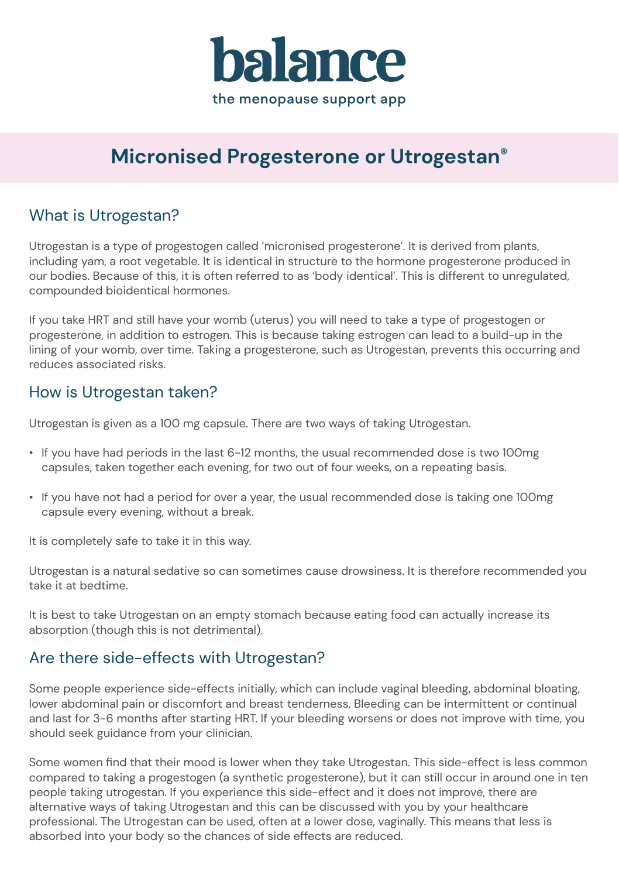# balance

the menopause support app

## Micronised Progesterone or Utrogestan®

### What is Utrogestan?

Utrogestan is a type of progestogen called 'micronised progesterone'. It is derived from plants, including yam, a root vegetable. It is identical in structure to the hormone progesterone produced in our bodies. Because of this, it is often referred to as 'body identical'. This is different to unregulated, compounded bioidentical hormones.

If you take HRT and still have your womb (uterus) you will need to take a type of progestogen or progesterone, in addition to estrogen. This is because taking estrogen can lead to a build-up in the lining of your womb, over time. Taking a progesterone, such as Utrogestan, prevents this occurring and reduces associated risks.

### How is Utrogestan taken?

Utrogestan is given as a 100 mg capsule. There are two ways of taking Utrogestan.

- If you have had periods in the last 6-12 months, the usual recommended dose is two 100mg capsules, taken together each evening, for two out of four weeks, on a repeating basis.
- If you have not had a period for over a year, the usual recommended dose is taking one 100mg capsule every evening, without a break.

It is completely safe to take it in this way.

Utrogestan is a natural sedative so can sometimes cause drowsiness. It is therefore recommended you take it at bedtime.

It is best to take Utrogestan on an empty stomach because eating food can actually increase its absorption (though this is not detrimental).

### Are there side-effects with Utrogestan?

Some people experience side-effects initially, which can include vaginal bleeding, abdominal bloating, lower abdominal pain or discomfort and breast tenderness. Bleeding can be intermittent or continual and last for 3-6 months after starting HRT. If your bleeding worsens or does not improve with time, you should seek guidance from your clinician.

Some women find that their mood is lower when they take Utrogestan. This side-effect is less common compared to taking a progestogen (a synthetic progesterone), but it can still occur in around one in ten people taking utrogestan. If you experience this side-effect and it does not improve, there are alternative ways of taking Utrogestan and this can be discussed with you by your healthcare professional. The Utrogestan can be used, often at a lower dose, vaginally. This means that less is absorbed into your body so the chances of side effects are reduced.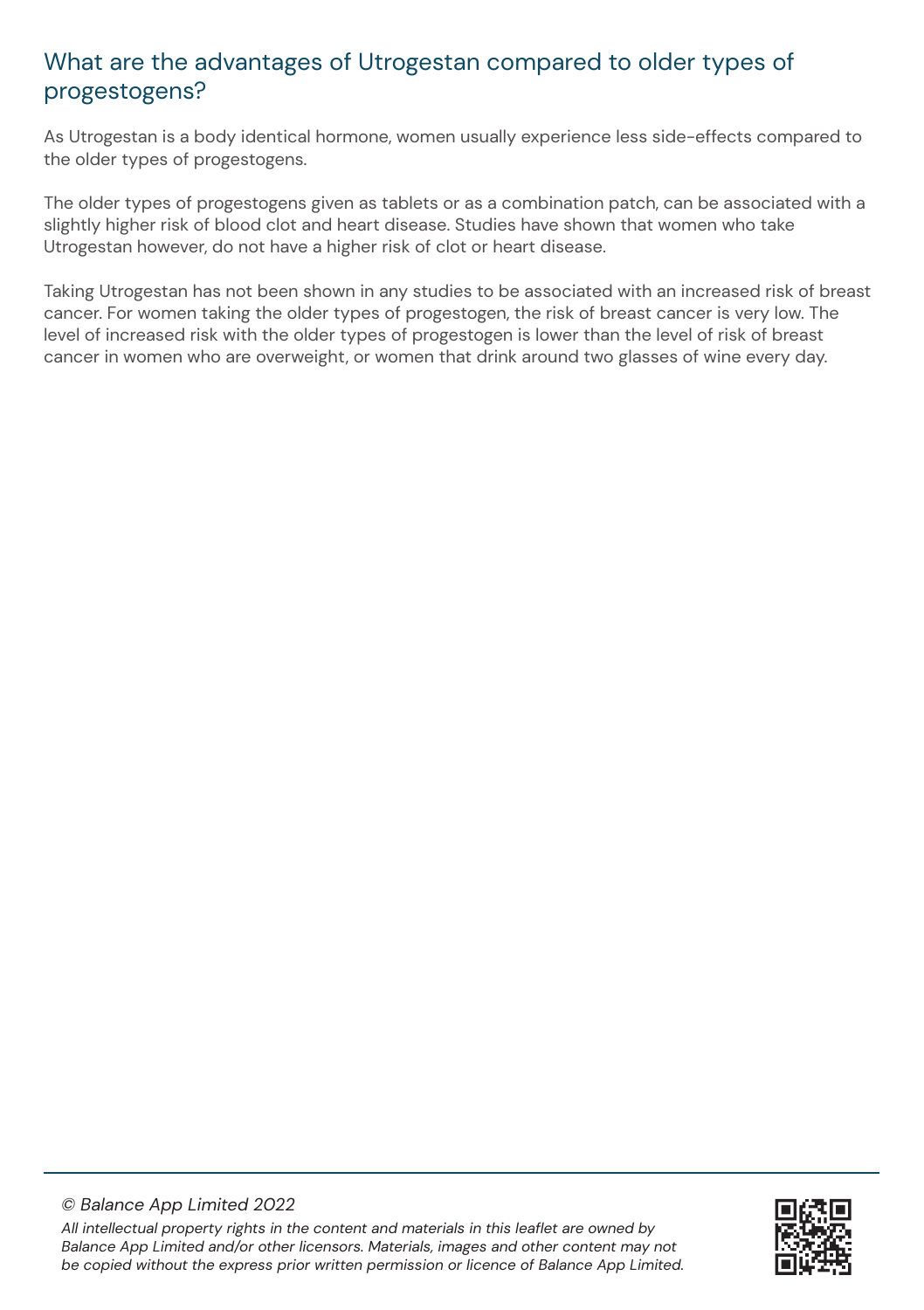## What are the advantages of Utrogestan compared to older types of progestogens?

As Utrogestan is a body identical hormone, women usually experience less side-effects compared to the older types of progestogens.

The older types of progestogens given as tablets or as a combination patch, can be associated with a slightly higher risk of blood clot and heart disease. Studies have shown that women who take Utrogestan however, do not have a higher risk of clot or heart disease.

Taking Utrogestan has not been shown in any studies to be associated with an increased risk of breast cancer. For women taking the older types of progestogen, the risk of breast cancer is very low. The level of increased risk with the older types of progestogen is lower than the level of risk of breast cancer in women who are overweight, or women that drink around two glasses of wine every day.

---

*© Balance App Limited 2022*

*All intellectual property rights in the content and materials in this leaflet are owned by Balance App Limited and/or other licensors. Materials, images and other content may not be copied without the express prior written permission or licence of Balance App Limited.*